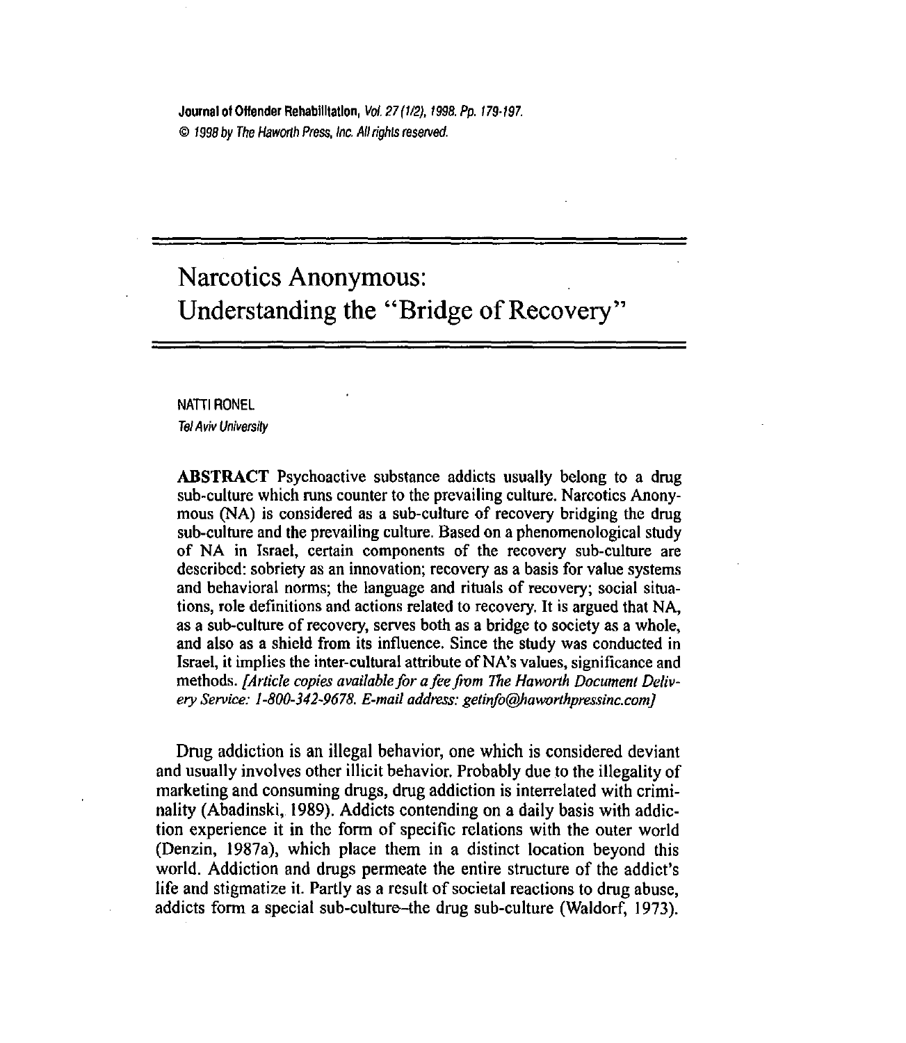# Narcotics Anonymous: Understanding the "Bridge of Recovery"

NATTI RONEL
*Tel Aviv University*

**ABSTRACT** Psychoactive substance addicts usually belong to a drug sub-culture which runs counter to the prevailing culture. Narcotics Anonymous (NA) is considered as a sub-culture of recovery bridging the drug sub-culture and the prevailing culture. Based on a phenomenological study of NA in Israel, certain components of the recovery sub-culture are described: sobriety as an innovation; recovery as a basis for value systems and behavioral norms; the language and rituals of recovery; social situations, role definitions and actions related to recovery. It is argued that NA, as a sub-culture of recovery, serves both as a bridge to society as a whole, and also as a shield from its influence. Since the study was conducted in Israel, it implies the inter-cultural attribute of NA's values, significance and methods. *[Article copies available for a fee from The Haworth Document Delivery Service: 1-800-342-9678. E-mail address: getinfo@haworthpressinc.com]*

Drug addiction is an illegal behavior, one which is considered deviant and usually involves other illicit behavior. Probably due to the illegality of marketing and consuming drugs, drug addiction is interrelated with criminality (Abadinski, 1989). Addicts contending on a daily basis with addiction experience it in the form of specific relations with the outer world (Denzin, 1987a), which place them in a distinct location beyond this world. Addiction and drugs permeate the entire structure of the addict's life and stigmatize it. Partly as a result of societal reactions to drug abuse, addicts form a special sub-culture–the drug sub-culture (Waldorf, 1973).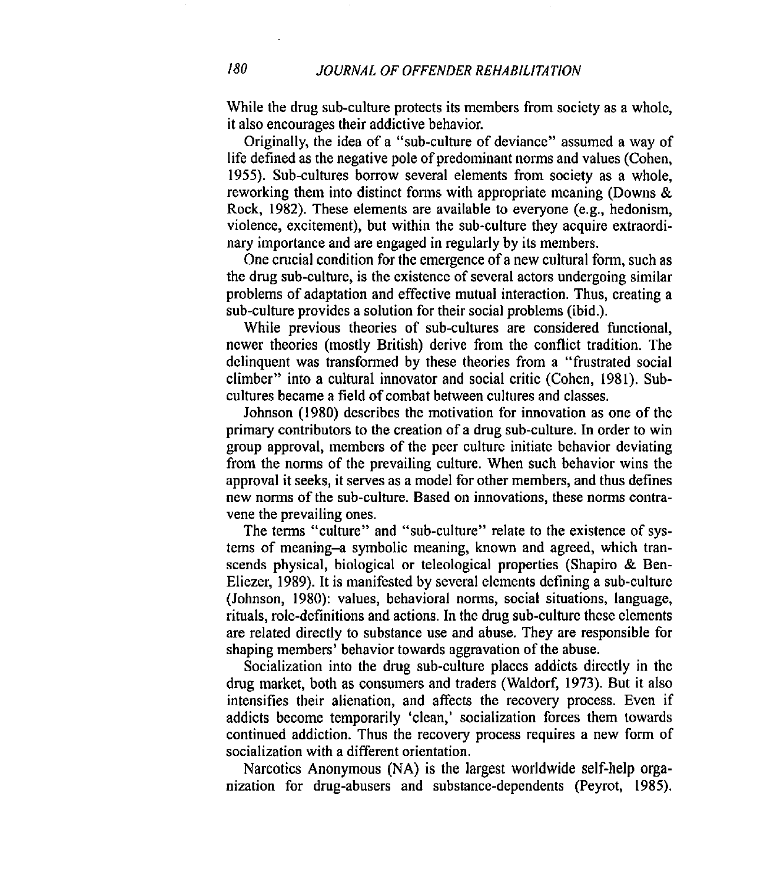While the drug sub-culture protects its members from society as a whole, it also encourages their addictive behavior.

Originally, the idea of a "sub-culture of deviance" assumed a way of life defined as the negative pole of predominant norms and values (Cohen, 1955). Sub-cultures borrow several elements from society as a whole, reworking them into distinct forms with appropriate meaning (Downs & Rock, 1982). These elements are available to everyone (e.g., hedonism, violence, excitement), but within the sub-culture they acquire extraordinary importance and are engaged in regularly by its members.

One crucial condition for the emergence of a new cultural form, such as the drug sub-culture, is the existence of several actors undergoing similar problems of adaptation and effective mutual interaction. Thus, creating a sub-culture provides a solution for their social problems (ibid.).

While previous theories of sub-cultures are considered functional, newer theories (mostly British) derive from the conflict tradition. The delinquent was transformed by these theories from a "frustrated social climber" into a cultural innovator and social critic (Cohen, 1981). Sub-cultures became a field of combat between cultures and classes.

Johnson (1980) describes the motivation for innovation as one of the primary contributors to the creation of a drug sub-culture. In order to win group approval, members of the peer culture initiate behavior deviating from the norms of the prevailing culture. When such behavior wins the approval it seeks, it serves as a model for other members, and thus defines new norms of the sub-culture. Based on innovations, these norms contravene the prevailing ones.

The terms "culture" and "sub-culture" relate to the existence of systems of meaning–a symbolic meaning, known and agreed, which transcends physical, biological or teleological properties (Shapiro & Ben-Eliezer, 1989). It is manifested by several elements defining a sub-culture (Johnson, 1980): values, behavioral norms, social situations, language, rituals, role-definitions and actions. In the drug sub-culture these elements are related directly to substance use and abuse. They are responsible for shaping members' behavior towards aggravation of the abuse.

Socialization into the drug sub-culture places addicts directly in the drug market, both as consumers and traders (Waldorf, 1973). But it also intensifies their alienation, and affects the recovery process. Even if addicts become temporarily 'clean,' socialization forces them towards continued addiction. Thus the recovery process requires a new form of socialization with a different orientation.

Narcotics Anonymous (NA) is the largest worldwide self-help organization for drug-abusers and substance-dependents (Peyrot, 1985).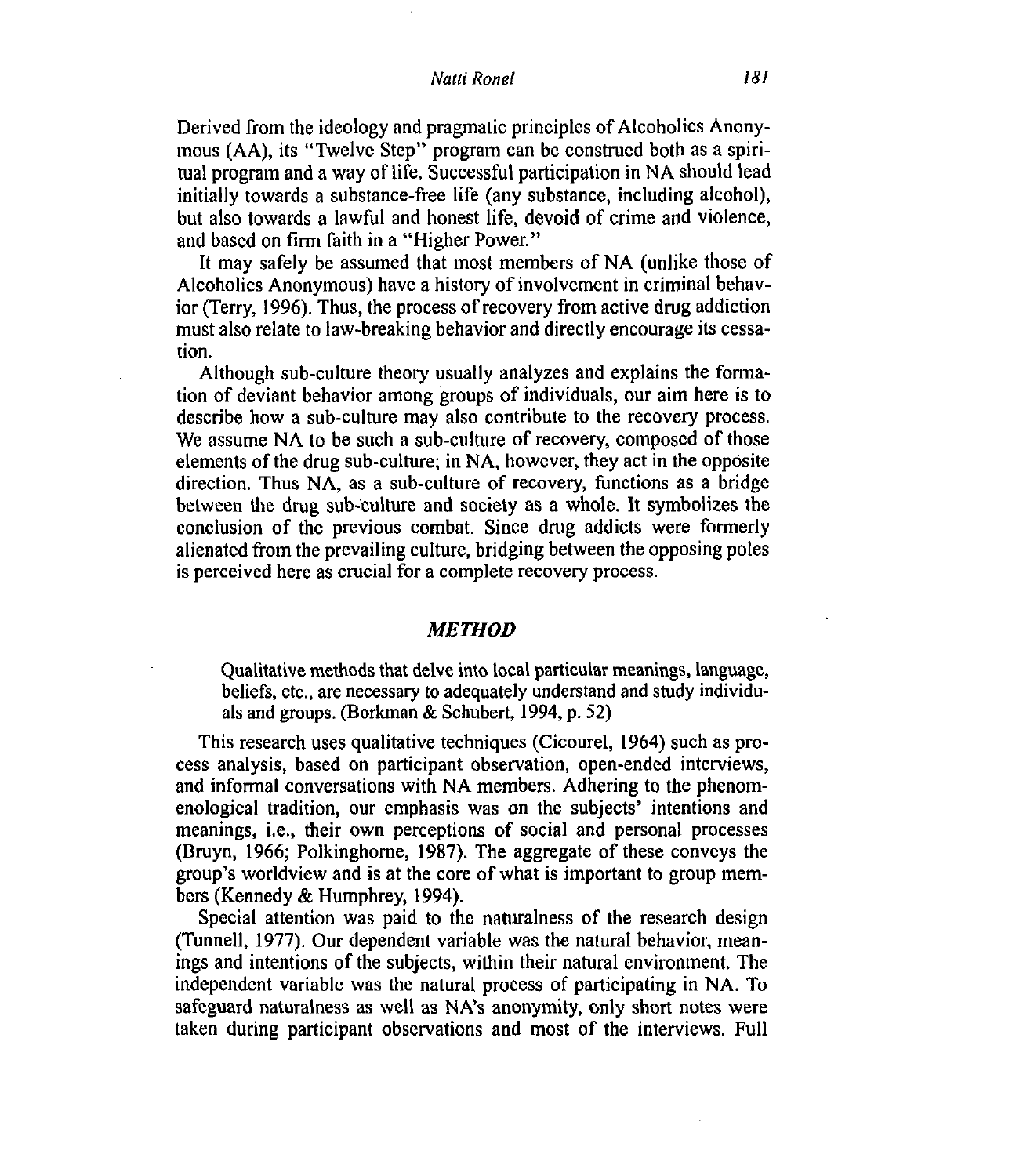Derived from the ideology and pragmatic principles of Alcoholics Anonymous (AA), its "Twelve Step" program can be construed both as a spiritual program and a way of life. Successful participation in NA should lead initially towards a substance-free life (any substance, including alcohol), but also towards a lawful and honest life, devoid of crime and violence, and based on firm faith in a "Higher Power."

It may safely be assumed that most members of NA (unlike those of Alcoholics Anonymous) have a history of involvement in criminal behavior (Terry, 1996). Thus, the process of recovery from active drug addiction must also relate to law-breaking behavior and directly encourage its cessation.

Although sub-culture theory usually analyzes and explains the formation of deviant behavior among groups of individuals, our aim here is to describe how a sub-culture may also contribute to the recovery process. We assume NA to be such a sub-culture of recovery, composed of those elements of the drug sub-culture; in NA, however, they act in the opposite direction. Thus NA, as a sub-culture of recovery, functions as a bridge between the drug sub-culture and society as a whole. It symbolizes the conclusion of the previous combat. Since drug addicts were formerly alienated from the prevailing culture, bridging between the opposing poles is perceived here as crucial for a complete recovery process.

## *METHOD*

> Qualitative methods that delve into local particular meanings, language, beliefs, etc., are necessary to adequately understand and study individuals and groups. (Borkman & Schubert, 1994, p. 52)

This research uses qualitative techniques (Cicourel, 1964) such as process analysis, based on participant observation, open-ended interviews, and informal conversations with NA members. Adhering to the phenomenological tradition, our emphasis was on the subjects' intentions and meanings, i.e., their own perceptions of social and personal processes (Bruyn, 1966; Polkinghorne, 1987). The aggregate of these conveys the group's worldview and is at the core of what is important to group members (Kennedy & Humphrey, 1994).

Special attention was paid to the naturalness of the research design (Tunnell, 1977). Our dependent variable was the natural behavior, meanings and intentions of the subjects, within their natural environment. The independent variable was the natural process of participating in NA. To safeguard naturalness as well as NA's anonymity, only short notes were taken during participant observations and most of the interviews. Full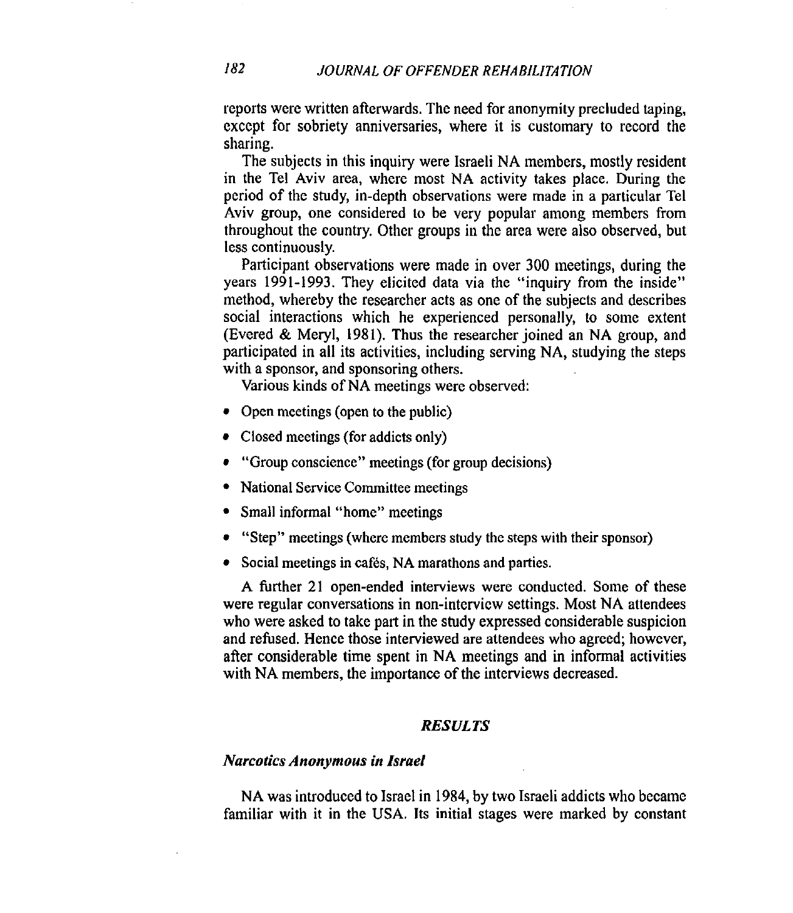reports were written afterwards. The need for anonymity precluded taping, except for sobriety anniversaries, where it is customary to record the sharing.

The subjects in this inquiry were Israeli NA members, mostly resident in the Tel Aviv area, where most NA activity takes place. During the period of the study, in-depth observations were made in a particular Tel Aviv group, one considered to be very popular among members from throughout the country. Other groups in the area were also observed, but less continuously.

Participant observations were made in over 300 meetings, during the years 1991-1993. They elicited data via the "inquiry from the inside" method, whereby the researcher acts as one of the subjects and describes social interactions which he experienced personally, to some extent (Evered & Meryl, 1981). Thus the researcher joined an NA group, and participated in all its activities, including serving NA, studying the steps with a sponsor, and sponsoring others.

Various kinds of NA meetings were observed:

- Open meetings (open to the public)
- Closed meetings (for addicts only)
- "Group conscience" meetings (for group decisions)
- National Service Committee meetings
- Small informal "home" meetings
- "Step" meetings (where members study the steps with their sponsor)
- Social meetings in cafés, NA marathons and parties.

A further 21 open-ended interviews were conducted. Some of these were regular conversations in non-interview settings. Most NA attendees who were asked to take part in the study expressed considerable suspicion and refused. Hence those interviewed are attendees who agreed; however, after considerable time spent in NA meetings and in informal activities with NA members, the importance of the interviews decreased.

## *RESULTS*

### *Narcotics Anonymous in Israel*

NA was introduced to Israel in 1984, by two Israeli addicts who became familiar with it in the USA. Its initial stages were marked by constant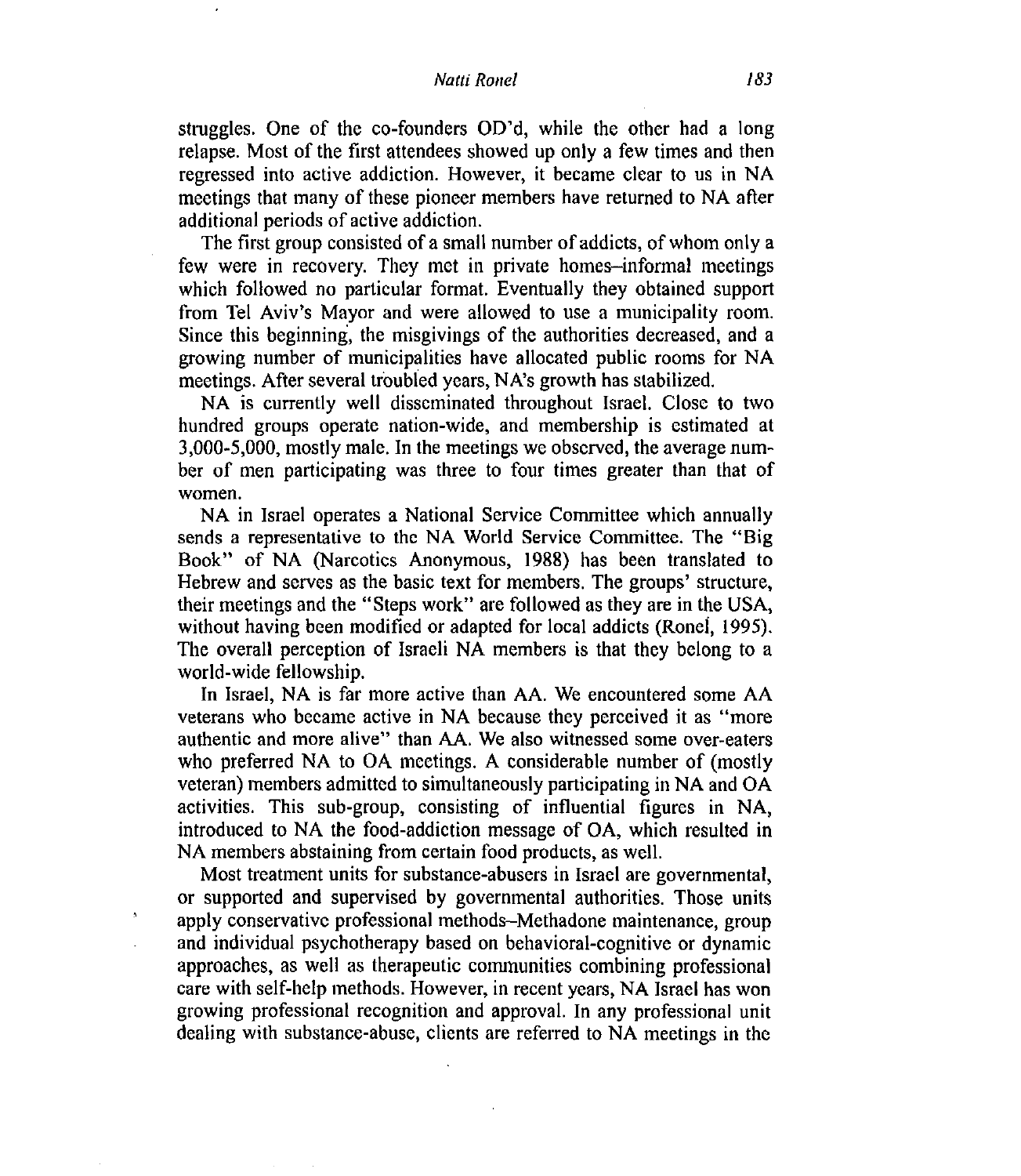struggles. One of the co-founders OD'd, while the other had a long relapse. Most of the first attendees showed up only a few times and then regressed into active addiction. However, it became clear to us in NA meetings that many of these pioneer members have returned to NA after additional periods of active addiction.

The first group consisted of a small number of addicts, of whom only a few were in recovery. They met in private homes–informal meetings which followed no particular format. Eventually they obtained support from Tel Aviv's Mayor and were allowed to use a municipality room. Since this beginning, the misgivings of the authorities decreased, and a growing number of municipalities have allocated public rooms for NA meetings. After several troubled years, NA's growth has stabilized.

NA is currently well disseminated throughout Israel. Close to two hundred groups operate nation-wide, and membership is estimated at 3,000-5,000, mostly male. In the meetings we observed, the average number of men participating was three to four times greater than that of women.

NA in Israel operates a National Service Committee which annually sends a representative to the NA World Service Committee. The "Big Book" of NA (Narcotics Anonymous, 1988) has been translated to Hebrew and serves as the basic text for members. The groups' structure, their meetings and the "Steps work" are followed as they are in the USA, without having been modified or adapted for local addicts (Ronel, 1995). The overall perception of Israeli NA members is that they belong to a world-wide fellowship.

In Israel, NA is far more active than AA. We encountered some AA veterans who became active in NA because they perceived it as "more authentic and more alive" than AA. We also witnessed some over-eaters who preferred NA to OA meetings. A considerable number of (mostly veteran) members admitted to simultaneously participating in NA and OA activities. This sub-group, consisting of influential figures in NA, introduced to NA the food-addiction message of OA, which resulted in NA members abstaining from certain food products, as well.

Most treatment units for substance-abusers in Israel are governmental, or supported and supervised by governmental authorities. Those units apply conservative professional methods–Methadone maintenance, group and individual psychotherapy based on behavioral-cognitive or dynamic approaches, as well as therapeutic communities combining professional care with self-help methods. However, in recent years, NA Israel has won growing professional recognition and approval. In any professional unit dealing with substance-abuse, clients are referred to NA meetings in the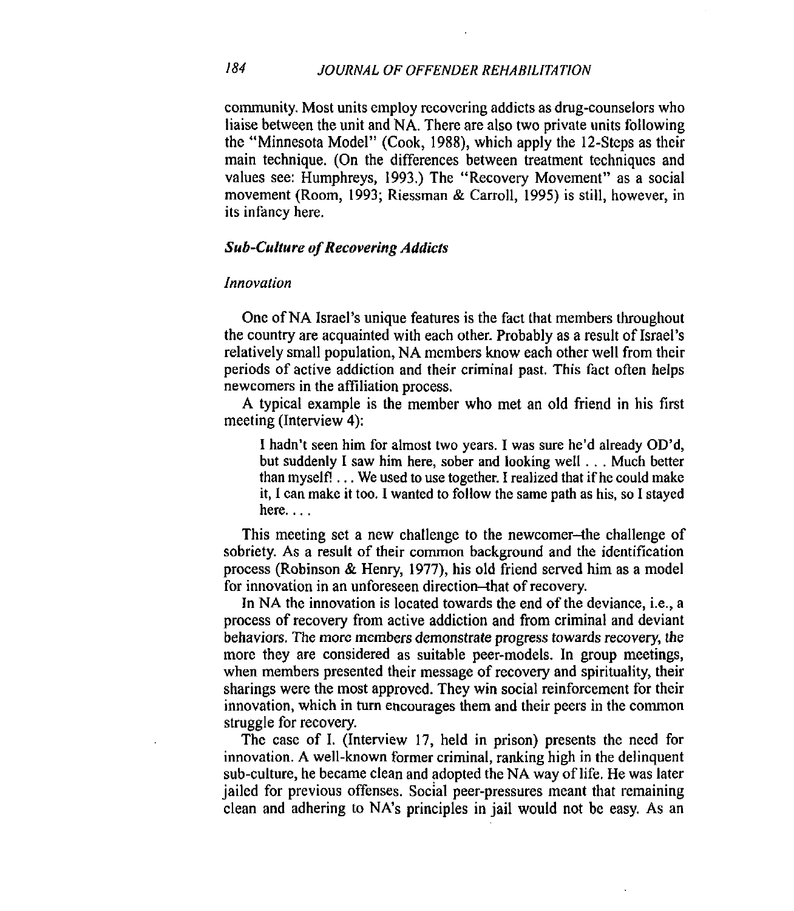community. Most units employ recovering addicts as drug-counselors who liaise between the unit and NA. There are also two private units following the "Minnesota Model" (Cook, 1988), which apply the 12-Steps as their main technique. (On the differences between treatment techniques and values see: Humphreys, 1993.) The "Recovery Movement" as a social movement (Room, 1993; Riessman & Carroll, 1995) is still, however, in its infancy here.

### *Sub-Culture of Recovering Addicts*

#### *Innovation*

One of NA Israel's unique features is the fact that members throughout the country are acquainted with each other. Probably as a result of Israel's relatively small population, NA members know each other well from their periods of active addiction and their criminal past. This fact often helps newcomers in the affiliation process.

A typical example is the member who met an old friend in his first meeting (Interview 4):

> I hadn't seen him for almost two years. I was sure he'd already OD'd, but suddenly I saw him here, sober and looking well . . . Much better than myself! . . . We used to use together. I realized that if he could make it, I can make it too. I wanted to follow the same path as his, so I stayed here. . . .

This meeting set a new challenge to the newcomer–the challenge of sobriety. As a result of their common background and the identification process (Robinson & Henry, 1977), his old friend served him as a model for innovation in an unforeseen direction–that of recovery.

In NA the innovation is located towards the end of the deviance, i.e., a process of recovery from active addiction and from criminal and deviant behaviors. The more members demonstrate progress towards recovery, the more they are considered as suitable peer-models. In group meetings, when members presented their message of recovery and spirituality, their sharings were the most approved. They win social reinforcement for their innovation, which in turn encourages them and their peers in the common struggle for recovery.

The case of I. (Interview 17, held in prison) presents the need for innovation. A well-known former criminal, ranking high in the delinquent sub-culture, he became clean and adopted the NA way of life. He was later jailed for previous offenses. Social peer-pressures meant that remaining clean and adhering to NA's principles in jail would not be easy. As an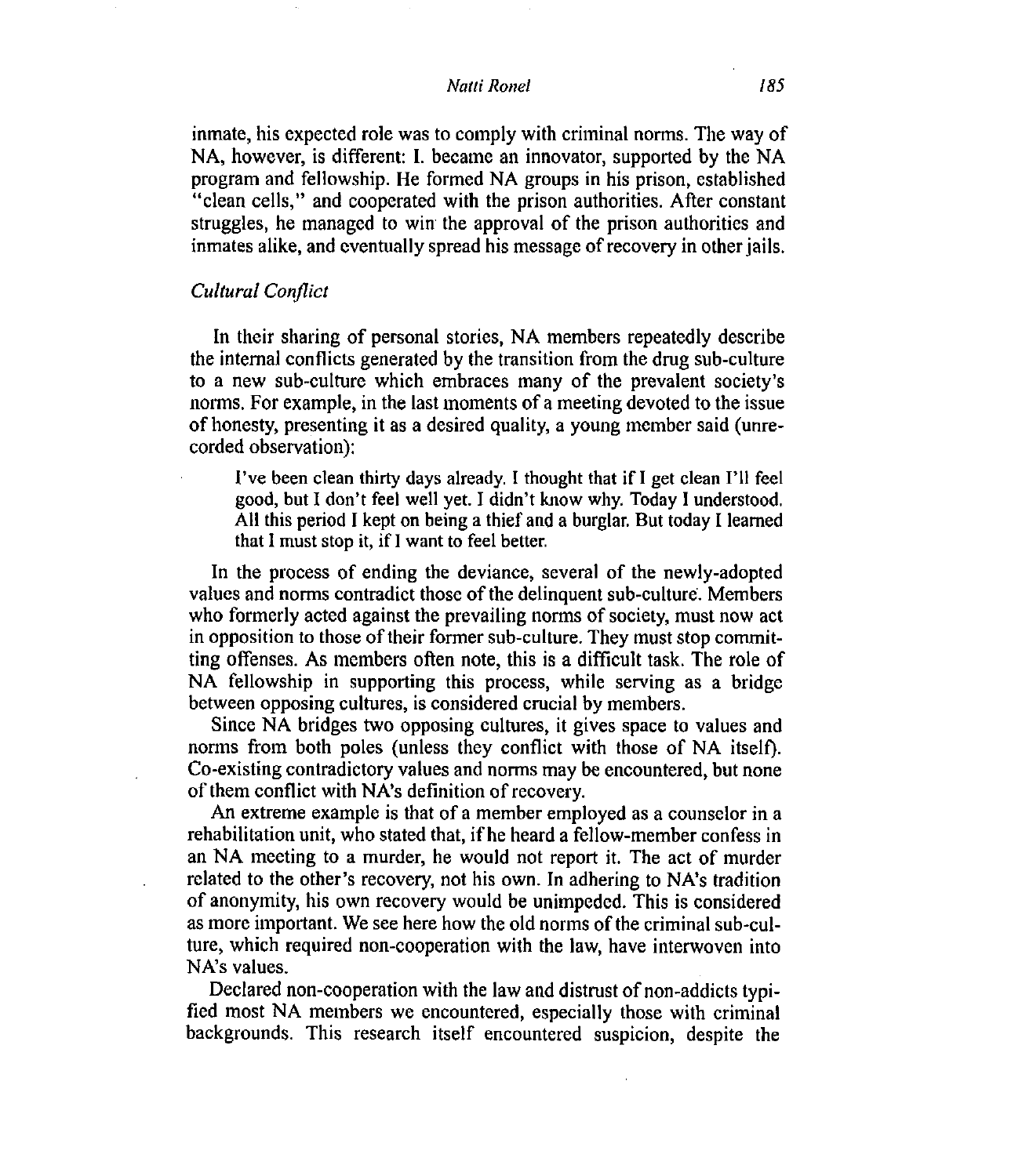inmate, his expected role was to comply with criminal norms. The way of NA, however, is different: I. became an innovator, supported by the NA program and fellowship. He formed NA groups in his prison, established "clean cells," and cooperated with the prison authorities. After constant struggles, he managed to win the approval of the prison authorities and inmates alike, and eventually spread his message of recovery in other jails.

### *Cultural Conflict*

In their sharing of personal stories, NA members repeatedly describe the internal conflicts generated by the transition from the drug sub-culture to a new sub-culture which embraces many of the prevalent society's norms. For example, in the last moments of a meeting devoted to the issue of honesty, presenting it as a desired quality, a young member said (unrecorded observation):

> I've been clean thirty days already. I thought that if I get clean I'll feel good, but I don't feel well yet. I didn't know why. Today I understood. All this period I kept on being a thief and a burglar. But today I learned that I must stop it, if I want to feel better.

In the process of ending the deviance, several of the newly-adopted values and norms contradict those of the delinquent sub-culture. Members who formerly acted against the prevailing norms of society, must now act in opposition to those of their former sub-culture. They must stop committing offenses. As members often note, this is a difficult task. The role of NA fellowship in supporting this process, while serving as a bridge between opposing cultures, is considered crucial by members.

Since NA bridges two opposing cultures, it gives space to values and norms from both poles (unless they conflict with those of NA itself). Co-existing contradictory values and norms may be encountered, but none of them conflict with NA's definition of recovery.

An extreme example is that of a member employed as a counselor in a rehabilitation unit, who stated that, if he heard a fellow-member confess in an NA meeting to a murder, he would not report it. The act of murder related to the other's recovery, not his own. In adhering to NA's tradition of anonymity, his own recovery would be unimpeded. This is considered as more important. We see here how the old norms of the criminal sub-culture, which required non-cooperation with the law, have interwoven into NA's values.

Declared non-cooperation with the law and distrust of non-addicts typified most NA members we encountered, especially those with criminal backgrounds. This research itself encountered suspicion, despite the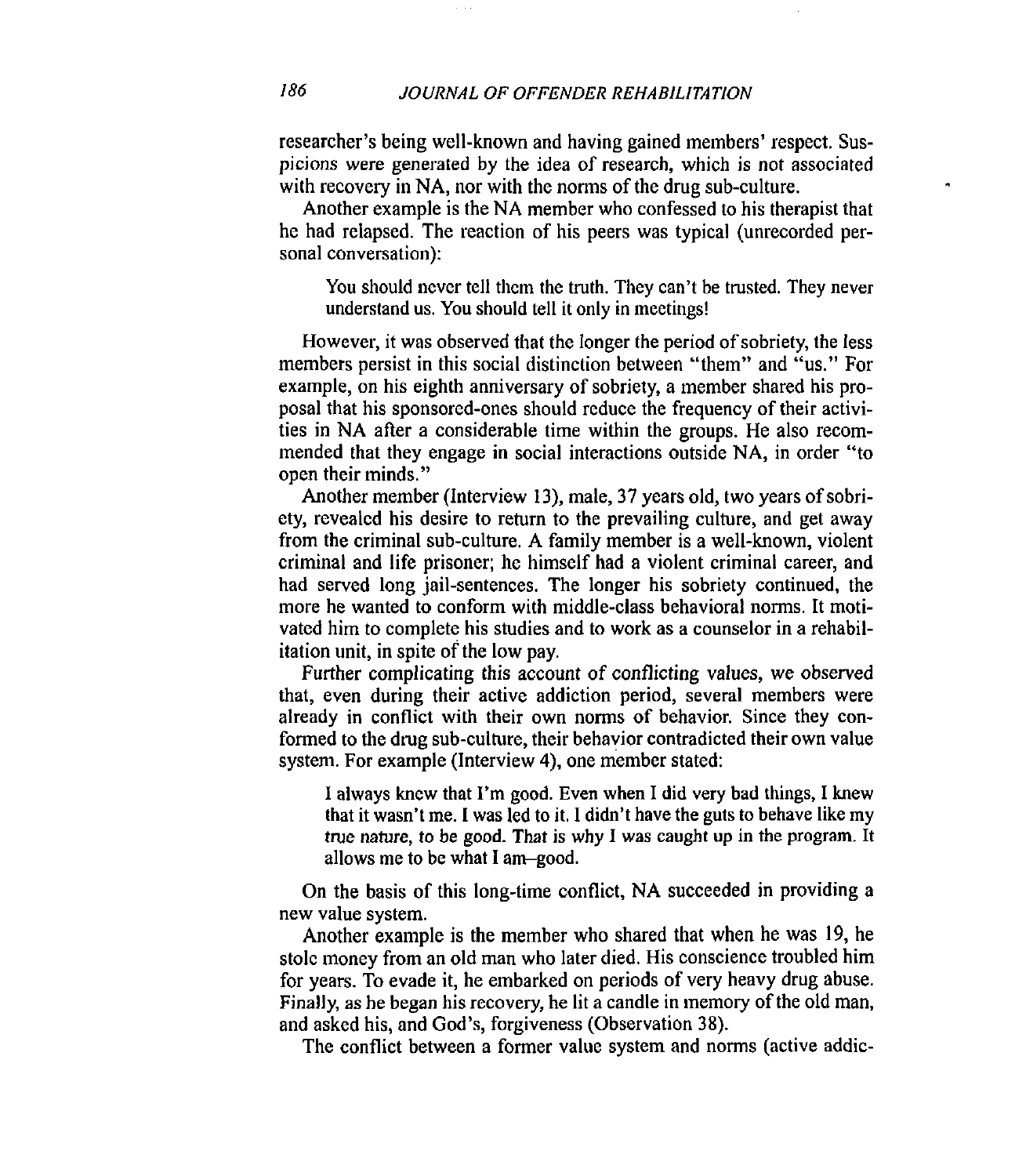researcher's being well-known and having gained members' respect. Suspicions were generated by the idea of research, which is not associated with recovery in NA, nor with the norms of the drug sub-culture.

Another example is the NA member who confessed to his therapist that he had relapsed. The reaction of his peers was typical (unrecorded personal conversation):

> You should never tell them the truth. They can't be trusted. They never understand us. You should tell it only in meetings!

However, it was observed that the longer the period of sobriety, the less members persist in this social distinction between "them" and "us." For example, on his eighth anniversary of sobriety, a member shared his proposal that his sponsored-ones should reduce the frequency of their activities in NA after a considerable time within the groups. He also recommended that they engage in social interactions outside NA, in order "to open their minds."

Another member (Interview 13), male, 37 years old, two years of sobriety, revealed his desire to return to the prevailing culture, and get away from the criminal sub-culture. A family member is a well-known, violent criminal and life prisoner; he himself had a violent criminal career, and had served long jail-sentences. The longer his sobriety continued, the more he wanted to conform with middle-class behavioral norms. It motivated him to complete his studies and to work as a counselor in a rehabilitation unit, in spite of the low pay.

Further complicating this account of conflicting values, we observed that, even during their active addiction period, several members were already in conflict with their own norms of behavior. Since they conformed to the drug sub-culture, their behavior contradicted their own value system. For example (Interview 4), one member stated:

> I always knew that I'm good. Even when I did very bad things, I knew that it wasn't me. I was led to it. I didn't have the guts to behave like my true nature, to be good. That is why I was caught up in the program. It allows me to be what I am–good.

On the basis of this long-time conflict, NA succeeded in providing a new value system.

Another example is the member who shared that when he was 19, he stole money from an old man who later died. His conscience troubled him for years. To evade it, he embarked on periods of very heavy drug abuse. Finally, as he began his recovery, he lit a candle in memory of the old man, and asked his, and God's, forgiveness (Observation 38).

The conflict between a former value system and norms (active addic-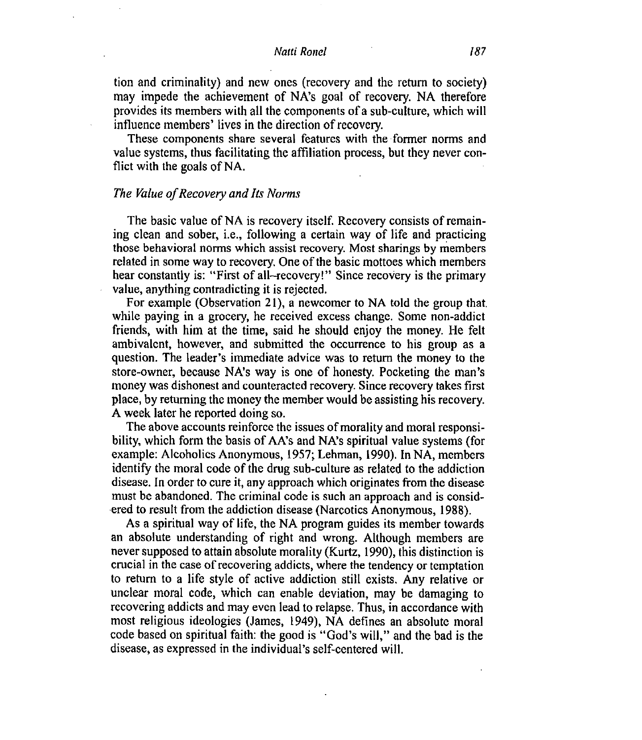tion and criminality) and new ones (recovery and the return to society) may impede the achievement of NA's goal of recovery. NA therefore provides its members with all the components of a sub-culture, which will influence members' lives in the direction of recovery.

These components share several features with the former norms and value systems, thus facilitating the affiliation process, but they never conflict with the goals of NA.

### *The Value of Recovery and Its Norms*

The basic value of NA is recovery itself. Recovery consists of remaining clean and sober, i.e., following a certain way of life and practicing those behavioral norms which assist recovery. Most sharings by members related in some way to recovery. One of the basic mottoes which members hear constantly is: "First of all–recovery!" Since recovery is the primary value, anything contradicting it is rejected.

For example (Observation 21), a newcomer to NA told the group that while paying in a grocery, he received excess change. Some non-addict friends, with him at the time, said he should enjoy the money. He felt ambivalent, however, and submitted the occurrence to his group as a question. The leader's immediate advice was to return the money to the store-owner, because NA's way is one of honesty. Pocketing the man's money was dishonest and counteracted recovery. Since recovery takes first place, by returning the money the member would be assisting his recovery. A week later he reported doing so.

The above accounts reinforce the issues of morality and moral responsibility, which form the basis of AA's and NA's spiritual value systems (for example: Alcoholics Anonymous, 1957; Lehman, 1990). In NA, members identify the moral code of the drug sub-culture as related to the addiction disease. In order to cure it, any approach which originates from the disease must be abandoned. The criminal code is such an approach and is considered to result from the addiction disease (Narcotics Anonymous, 1988).

As a spiritual way of life, the NA program guides its member towards an absolute understanding of right and wrong. Although members are never supposed to attain absolute morality (Kurtz, 1990), this distinction is crucial in the case of recovering addicts, where the tendency or temptation to return to a life style of active addiction still exists. Any relative or unclear moral code, which can enable deviation, may be damaging to recovering addicts and may even lead to relapse. Thus, in accordance with most religious ideologies (James, 1949), NA defines an absolute moral code based on spiritual faith: the good is "God's will," and the bad is the disease, as expressed in the individual's self-centered will.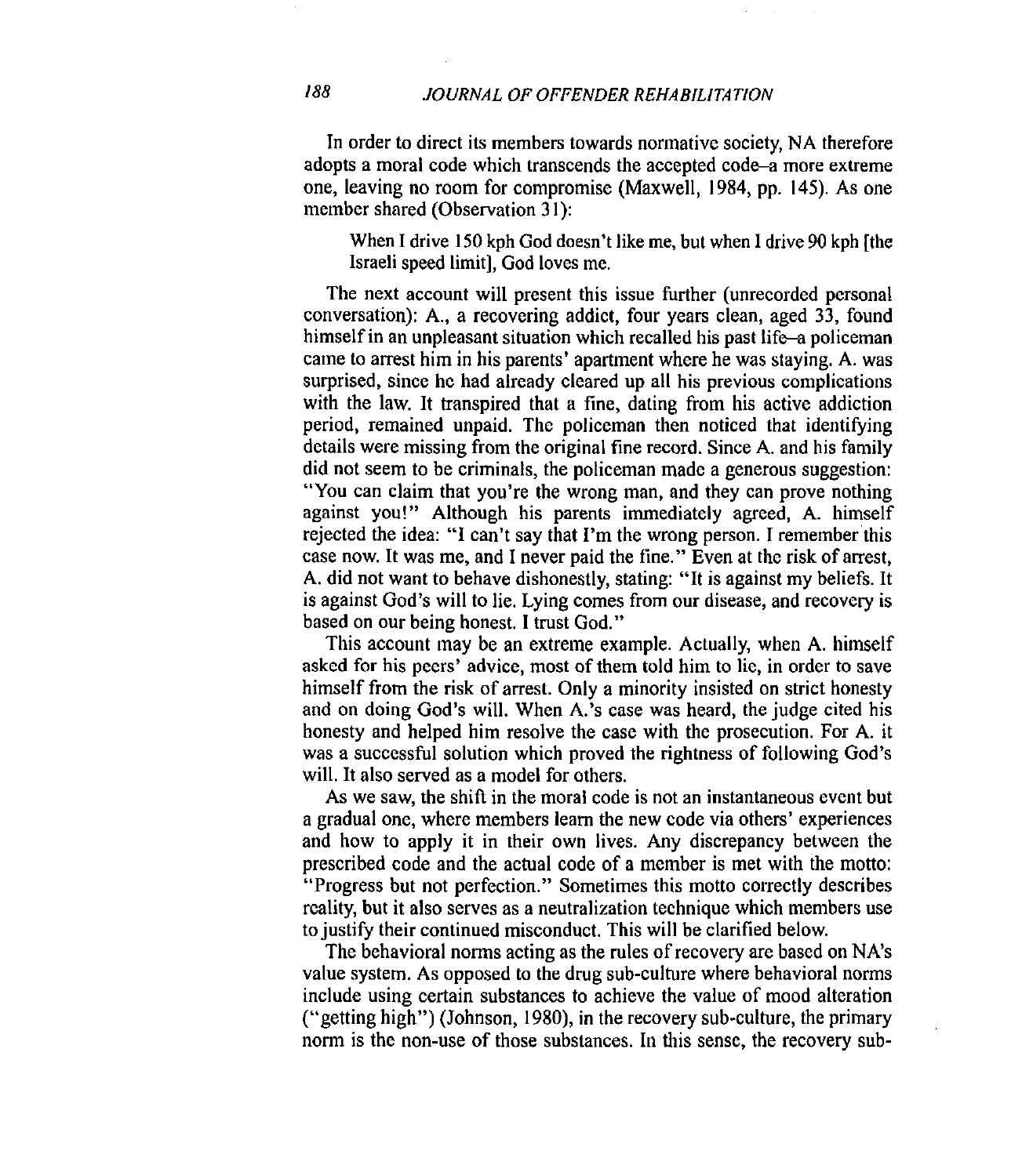In order to direct its members towards normative society, NA therefore adopts a moral code which transcends the accepted code–a more extreme one, leaving no room for compromise (Maxwell, 1984, pp. 145). As one member shared (Observation 31):

> When I drive 150 kph God doesn't like me, but when I drive 90 kph [the Israeli speed limit], God loves me.

The next account will present this issue further (unrecorded personal conversation): A., a recovering addict, four years clean, aged 33, found himself in an unpleasant situation which recalled his past life–a policeman came to arrest him in his parents' apartment where he was staying. A. was surprised, since he had already cleared up all his previous complications with the law. It transpired that a fine, dating from his active addiction period, remained unpaid. The policeman then noticed that identifying details were missing from the original fine record. Since A. and his family did not seem to be criminals, the policeman made a generous suggestion: "You can claim that you're the wrong man, and they can prove nothing against you!" Although his parents immediately agreed, A. himself rejected the idea: "I can't say that I'm the wrong person. I remember this case now. It was me, and I never paid the fine." Even at the risk of arrest, A. did not want to behave dishonestly, stating: "It is against my beliefs. It is against God's will to lie. Lying comes from our disease, and recovery is based on our being honest. I trust God."

This account may be an extreme example. Actually, when A. himself asked for his peers' advice, most of them told him to lie, in order to save himself from the risk of arrest. Only a minority insisted on strict honesty and on doing God's will. When A.'s case was heard, the judge cited his honesty and helped him resolve the case with the prosecution. For A. it was a successful solution which proved the rightness of following God's will. It also served as a model for others.

As we saw, the shift in the moral code is not an instantaneous event but a gradual one, where members learn the new code via others' experiences and how to apply it in their own lives. Any discrepancy between the prescribed code and the actual code of a member is met with the motto: "Progress but not perfection." Sometimes this motto correctly describes reality, but it also serves as a neutralization technique which members use to justify their continued misconduct. This will be clarified below.

The behavioral norms acting as the rules of recovery are based on NA's value system. As opposed to the drug sub-culture where behavioral norms include using certain substances to achieve the value of mood alteration ("getting high") (Johnson, 1980), in the recovery sub-culture, the primary norm is the non-use of those substances. In this sense, the recovery sub-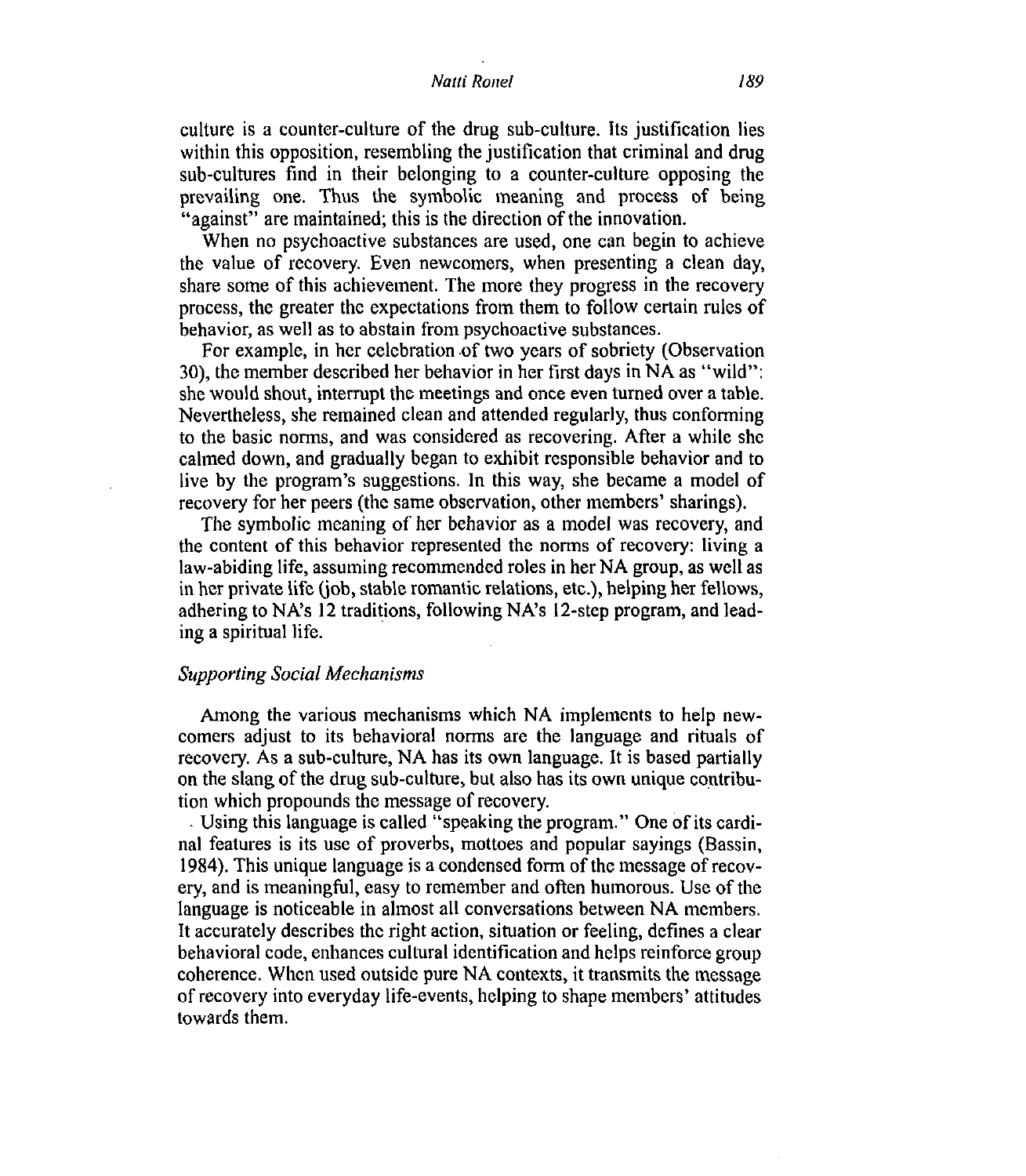culture is a counter-culture of the drug sub-culture. Its justification lies within this opposition, resembling the justification that criminal and drug sub-cultures find in their belonging to a counter-culture opposing the prevailing one. Thus the symbolic meaning and process of being "against" are maintained; this is the direction of the innovation.

When no psychoactive substances are used, one can begin to achieve the value of recovery. Even newcomers, when presenting a clean day, share some of this achievement. The more they progress in the recovery process, the greater the expectations from them to follow certain rules of behavior, as well as to abstain from psychoactive substances.

For example, in her celebration of two years of sobriety (Observation 30), the member described her behavior in her first days in NA as "wild": she would shout, interrupt the meetings and once even turned over a table. Nevertheless, she remained clean and attended regularly, thus conforming to the basic norms, and was considered as recovering. After a while she calmed down, and gradually began to exhibit responsible behavior and to live by the program's suggestions. In this way, she became a model of recovery for her peers (the same observation, other members' sharings).

The symbolic meaning of her behavior as a model was recovery, and the content of this behavior represented the norms of recovery: living a law-abiding life, assuming recommended roles in her NA group, as well as in her private life (job, stable romantic relations, etc.), helping her fellows, adhering to NA's 12 traditions, following NA's 12-step program, and leading a spiritual life.

### *Supporting Social Mechanisms*

Among the various mechanisms which NA implements to help newcomers adjust to its behavioral norms are the language and rituals of recovery. As a sub-culture, NA has its own language. It is based partially on the slang of the drug sub-culture, but also has its own unique contribution which propounds the message of recovery.

Using this language is called "speaking the program." One of its cardinal features is its use of proverbs, mottoes and popular sayings (Bassin, 1984). This unique language is a condensed form of the message of recovery, and is meaningful, easy to remember and often humorous. Use of the language is noticeable in almost all conversations between NA members. It accurately describes the right action, situation or feeling, defines a clear behavioral code, enhances cultural identification and helps reinforce group coherence. When used outside pure NA contexts, it transmits the message of recovery into everyday life-events, helping to shape members' attitudes towards them.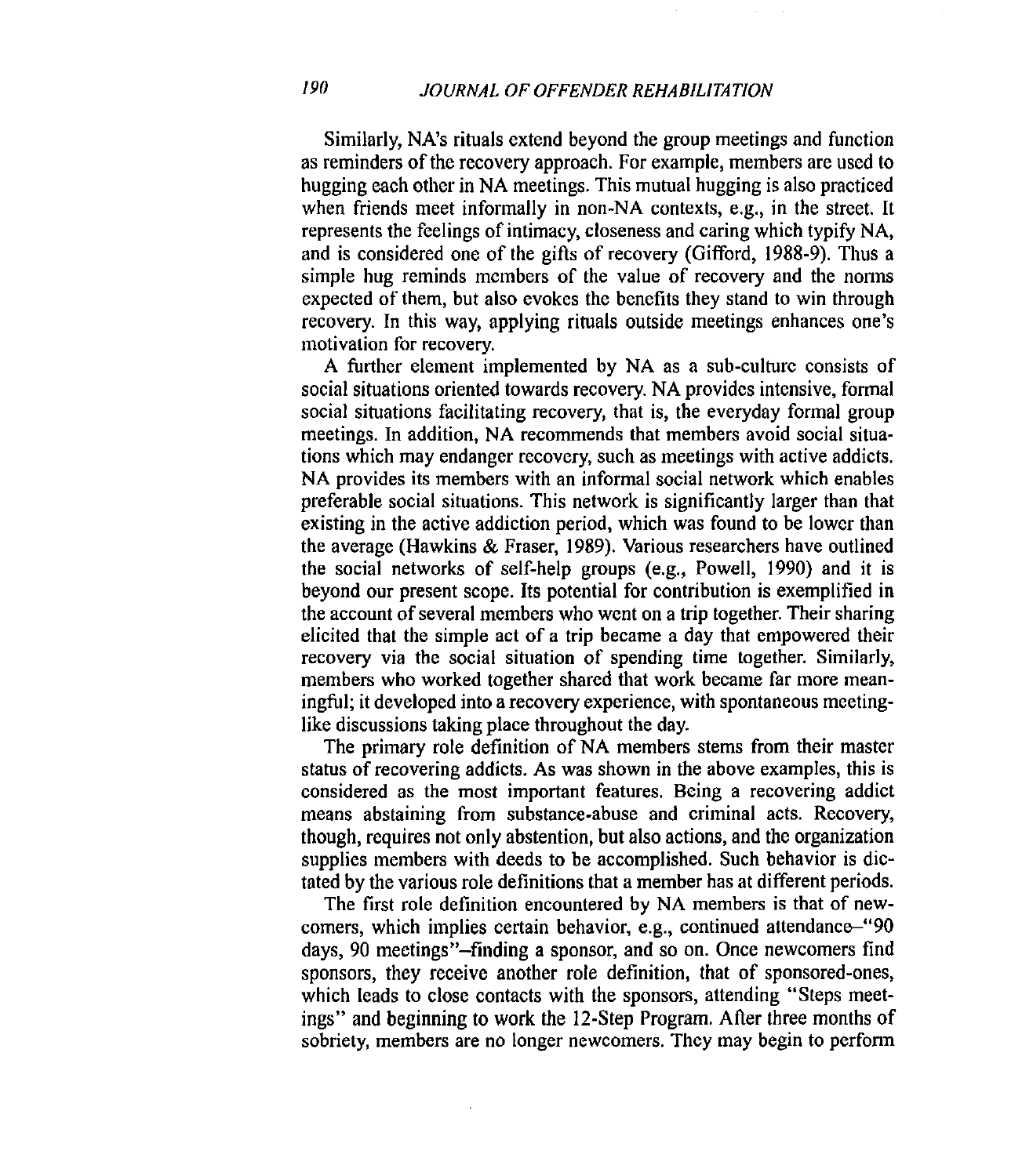Similarly, NA's rituals extend beyond the group meetings and function as reminders of the recovery approach. For example, members are used to hugging each other in NA meetings. This mutual hugging is also practiced when friends meet informally in non-NA contexts, e.g., in the street. It represents the feelings of intimacy, closeness and caring which typify NA, and is considered one of the gifts of recovery (Gifford, 1988-9). Thus a simple hug reminds members of the value of recovery and the norms expected of them, but also evokes the benefits they stand to win through recovery. In this way, applying rituals outside meetings enhances one's motivation for recovery.

A further element implemented by NA as a sub-culture consists of social situations oriented towards recovery. NA provides intensive, formal social situations facilitating recovery, that is, the everyday formal group meetings. In addition, NA recommends that members avoid social situations which may endanger recovery, such as meetings with active addicts. NA provides its members with an informal social network which enables preferable social situations. This network is significantly larger than that existing in the active addiction period, which was found to be lower than the average (Hawkins & Fraser, 1989). Various researchers have outlined the social networks of self-help groups (e.g., Powell, 1990) and it is beyond our present scope. Its potential for contribution is exemplified in the account of several members who went on a trip together. Their sharing elicited that the simple act of a trip became a day that empowered their recovery via the social situation of spending time together. Similarly, members who worked together shared that work became far more meaningful; it developed into a recovery experience, with spontaneous meeting-like discussions taking place throughout the day.

The primary role definition of NA members stems from their master status of recovering addicts. As was shown in the above examples, this is considered as the most important features. Being a recovering addict means abstaining from substance-abuse and criminal acts. Recovery, though, requires not only abstention, but also actions, and the organization supplies members with deeds to be accomplished. Such behavior is dictated by the various role definitions that a member has at different periods.

The first role definition encountered by NA members is that of newcomers, which implies certain behavior, e.g., continued attendance–"90 days, 90 meetings"–finding a sponsor, and so on. Once newcomers find sponsors, they receive another role definition, that of sponsored-ones, which leads to close contacts with the sponsors, attending "Steps meetings" and beginning to work the 12-Step Program. After three months of sobriety, members are no longer newcomers. They may begin to perform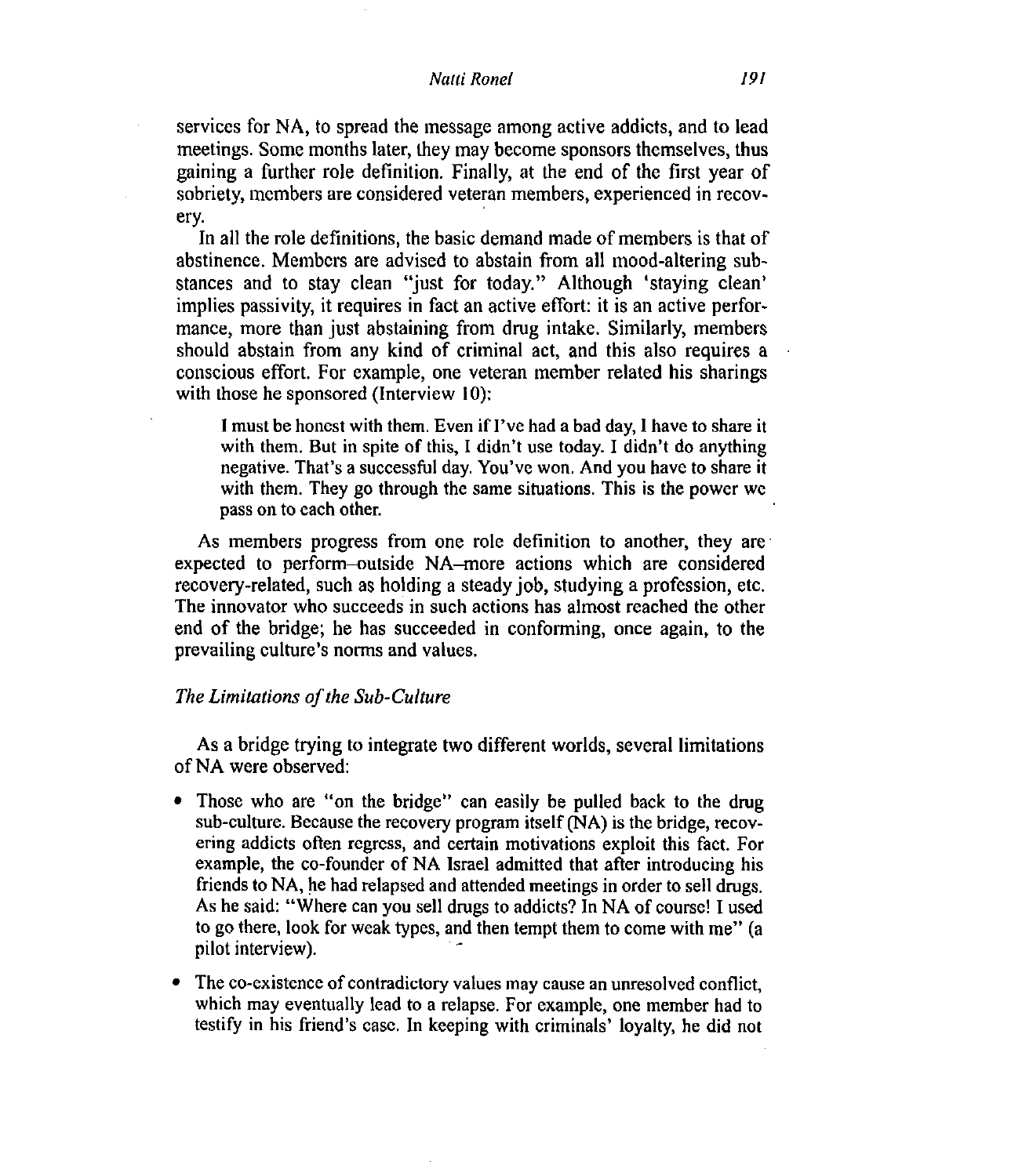services for NA, to spread the message among active addicts, and to lead meetings. Some months later, they may become sponsors themselves, thus gaining a further role definition. Finally, at the end of the first year of sobriety, members are considered veteran members, experienced in recovery.

In all the role definitions, the basic demand made of members is that of abstinence. Members are advised to abstain from all mood-altering substances and to stay clean "just for today." Although 'staying clean' implies passivity, it requires in fact an active effort: it is an active performance, more than just abstaining from drug intake. Similarly, members should abstain from any kind of criminal act, and this also requires a conscious effort. For example, one veteran member related his sharings with those he sponsored (Interview 10):

> I must be honest with them. Even if I've had a bad day, I have to share it with them. But in spite of this, I didn't use today. I didn't do anything negative. That's a successful day. You've won. And you have to share it with them. They go through the same situations. This is the power we pass on to each other.

As members progress from one role definition to another, they are expected to perform–outside NA–more actions which are considered recovery-related, such as holding a steady job, studying a profession, etc. The innovator who succeeds in such actions has almost reached the other end of the bridge; he has succeeded in conforming, once again, to the prevailing culture's norms and values.

### *The Limitations of the Sub-Culture*

As a bridge trying to integrate two different worlds, several limitations of NA were observed:

- Those who are "on the bridge" can easily be pulled back to the drug sub-culture. Because the recovery program itself (NA) is the bridge, recovering addicts often regress, and certain motivations exploit this fact. For example, the co-founder of NA Israel admitted that after introducing his friends to NA, he had relapsed and attended meetings in order to sell drugs. As he said: "Where can you sell drugs to addicts? In NA of course! I used to go there, look for weak types, and then tempt them to come with me" (a pilot interview).
- The co-existence of contradictory values may cause an unresolved conflict, which may eventually lead to a relapse. For example, one member had to testify in his friend's case. In keeping with criminals' loyalty, he did not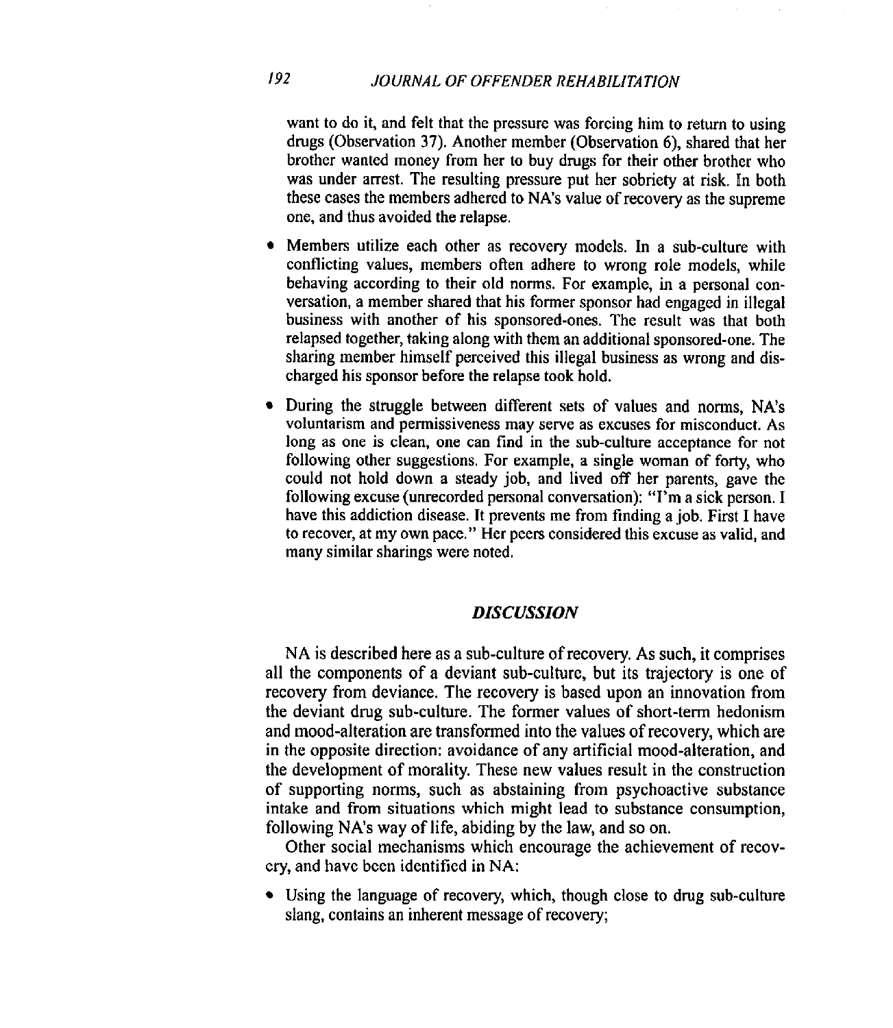want to do it, and felt that the pressure was forcing him to return to using drugs (Observation 37). Another member (Observation 6), shared that her brother wanted money from her to buy drugs for their other brother who was under arrest. The resulting pressure put her sobriety at risk. In both these cases the members adhered to NA's value of recovery as the supreme one, and thus avoided the relapse.

- Members utilize each other as recovery models. In a sub-culture with conflicting values, members often adhere to wrong role models, while behaving according to their old norms. For example, in a personal conversation, a member shared that his former sponsor had engaged in illegal business with another of his sponsored-ones. The result was that both relapsed together, taking along with them an additional sponsored-one. The sharing member himself perceived this illegal business as wrong and discharged his sponsor before the relapse took hold.
- During the struggle between different sets of values and norms, NA's voluntarism and permissiveness may serve as excuses for misconduct. As long as one is clean, one can find in the sub-culture acceptance for not following other suggestions. For example, a single woman of forty, who could not hold down a steady job, and lived off her parents, gave the following excuse (unrecorded personal conversation): "I'm a sick person. I have this addiction disease. It prevents me from finding a job. First I have to recover, at my own pace." Her peers considered this excuse as valid, and many similar sharings were noted.

## *DISCUSSION*

NA is described here as a sub-culture of recovery. As such, it comprises all the components of a deviant sub-culture, but its trajectory is one of recovery from deviance. The recovery is based upon an innovation from the deviant drug sub-culture. The former values of short-term hedonism and mood-alteration are transformed into the values of recovery, which are in the opposite direction: avoidance of any artificial mood-alteration, and the development of morality. These new values result in the construction of supporting norms, such as abstaining from psychoactive substance intake and from situations which might lead to substance consumption, following NA's way of life, abiding by the law, and so on.

Other social mechanisms which encourage the achievement of recovery, and have been identified in NA:

- Using the language of recovery, which, though close to drug sub-culture slang, contains an inherent message of recovery;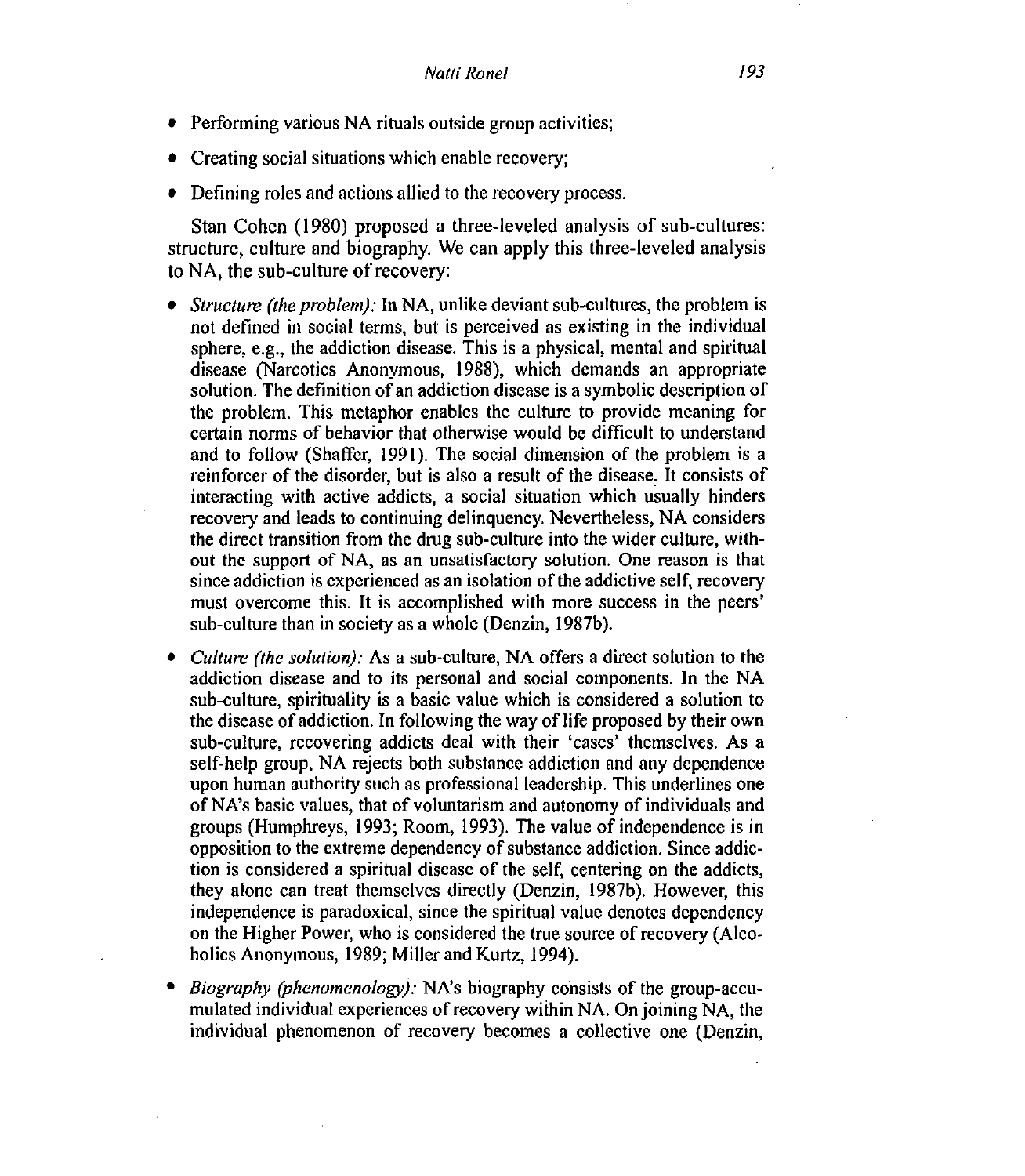- Performing various NA rituals outside group activities;
- Creating social situations which enable recovery;
- Defining roles and actions allied to the recovery process.

Stan Cohen (1980) proposed a three-leveled analysis of sub-cultures: structure, culture and biography. We can apply this three-leveled analysis to NA, the sub-culture of recovery:

- *Structure (the problem):* In NA, unlike deviant sub-cultures, the problem is not defined in social terms, but is perceived as existing in the individual sphere, e.g., the addiction disease. This is a physical, mental and spiritual disease (Narcotics Anonymous, 1988), which demands an appropriate solution. The definition of an addiction disease is a symbolic description of the problem. This metaphor enables the culture to provide meaning for certain norms of behavior that otherwise would be difficult to understand and to follow (Shaffer, 1991). The social dimension of the problem is a reinforcer of the disorder, but is also a result of the disease. It consists of interacting with active addicts, a social situation which usually hinders recovery and leads to continuing delinquency. Nevertheless, NA considers the direct transition from the drug sub-culture into the wider culture, without the support of NA, as an unsatisfactory solution. One reason is that since addiction is experienced as an isolation of the addictive self, recovery must overcome this. It is accomplished with more success in the peers' sub-culture than in society as a whole (Denzin, 1987b).
- *Culture (the solution):* As a sub-culture, NA offers a direct solution to the addiction disease and to its personal and social components. In the NA sub-culture, spirituality is a basic value which is considered a solution to the disease of addiction. In following the way of life proposed by their own sub-culture, recovering addicts deal with their 'cases' themselves. As a self-help group, NA rejects both substance addiction and any dependence upon human authority such as professional leadership. This underlines one of NA's basic values, that of voluntarism and autonomy of individuals and groups (Humphreys, 1993; Room, 1993). The value of independence is in opposition to the extreme dependency of substance addiction. Since addiction is considered a spiritual disease of the self, centering on the addicts, they alone can treat themselves directly (Denzin, 1987b). However, this independence is paradoxical, since the spiritual value denotes dependency on the Higher Power, who is considered the true source of recovery (Alcoholics Anonymous, 1989; Miller and Kurtz, 1994).
- *Biography (phenomenology):* NA's biography consists of the group-accumulated individual experiences of recovery within NA. On joining NA, the individual phenomenon of recovery becomes a collective one (Denzin,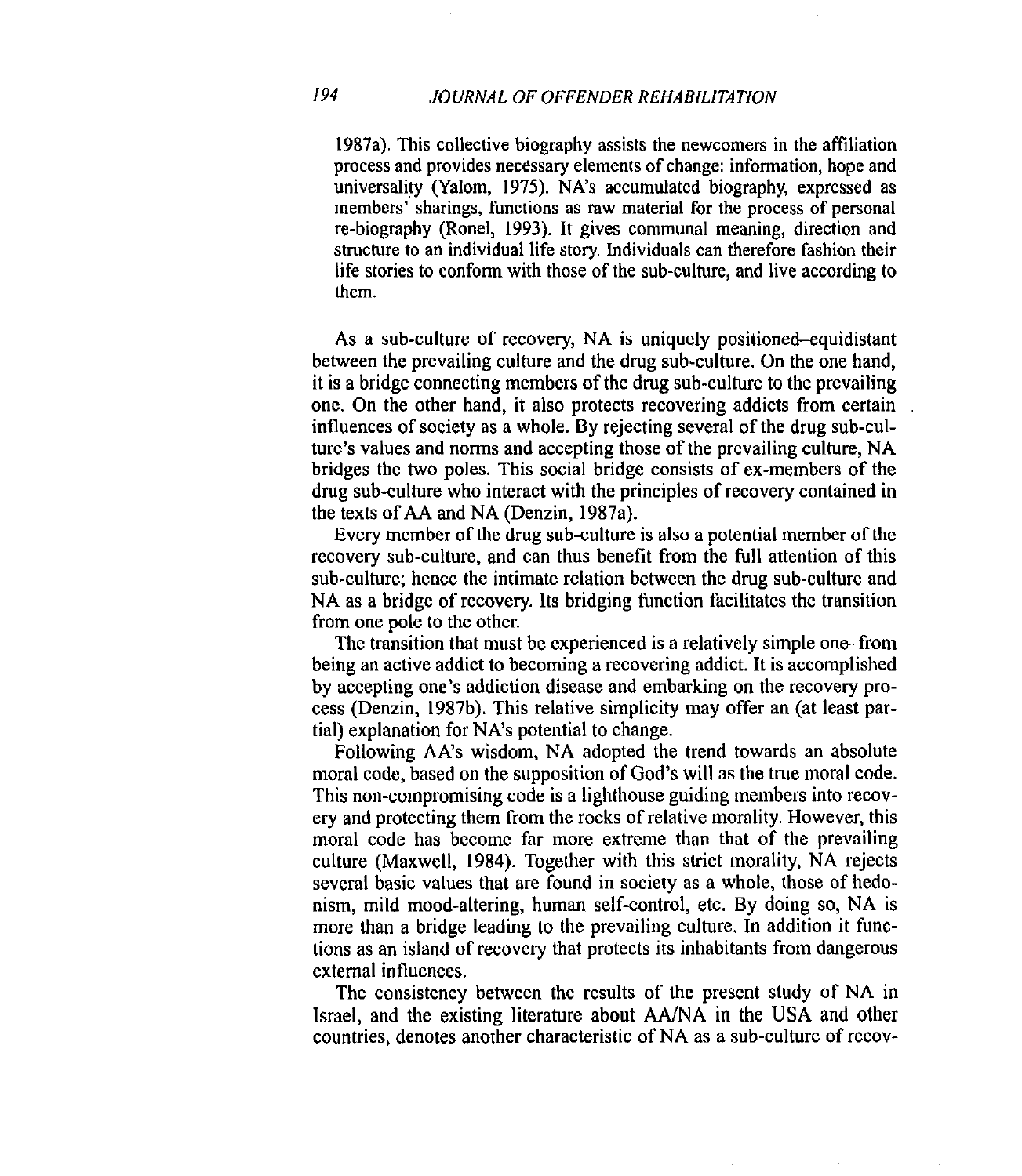1987a). This collective biography assists the newcomers in the affiliation process and provides necessary elements of change: information, hope and universality (Yalom, 1975). NA's accumulated biography, expressed as members' sharings, functions as raw material for the process of personal re-biography (Ronel, 1993). It gives communal meaning, direction and structure to an individual life story. Individuals can therefore fashion their life stories to conform with those of the sub-culture, and live according to them.

As a sub-culture of recovery, NA is uniquely positioned–equidistant between the prevailing culture and the drug sub-culture. On the one hand, it is a bridge connecting members of the drug sub-culture to the prevailing one. On the other hand, it also protects recovering addicts from certain influences of society as a whole. By rejecting several of the drug sub-culture's values and norms and accepting those of the prevailing culture, NA bridges the two poles. This social bridge consists of ex-members of the drug sub-culture who interact with the principles of recovery contained in the texts of AA and NA (Denzin, 1987a).

Every member of the drug sub-culture is also a potential member of the recovery sub-culture, and can thus benefit from the full attention of this sub-culture; hence the intimate relation between the drug sub-culture and NA as a bridge of recovery. Its bridging function facilitates the transition from one pole to the other.

The transition that must be experienced is a relatively simple one–from being an active addict to becoming a recovering addict. It is accomplished by accepting one's addiction disease and embarking on the recovery process (Denzin, 1987b). This relative simplicity may offer an (at least partial) explanation for NA's potential to change.

Following AA's wisdom, NA adopted the trend towards an absolute moral code, based on the supposition of God's will as the true moral code. This non-compromising code is a lighthouse guiding members into recovery and protecting them from the rocks of relative morality. However, this moral code has become far more extreme than that of the prevailing culture (Maxwell, 1984). Together with this strict morality, NA rejects several basic values that are found in society as a whole, those of hedonism, mild mood-altering, human self-control, etc. By doing so, NA is more than a bridge leading to the prevailing culture. In addition it functions as an island of recovery that protects its inhabitants from dangerous external influences.

The consistency between the results of the present study of NA in Israel, and the existing literature about AA/NA in the USA and other countries, denotes another characteristic of NA as a sub-culture of recov-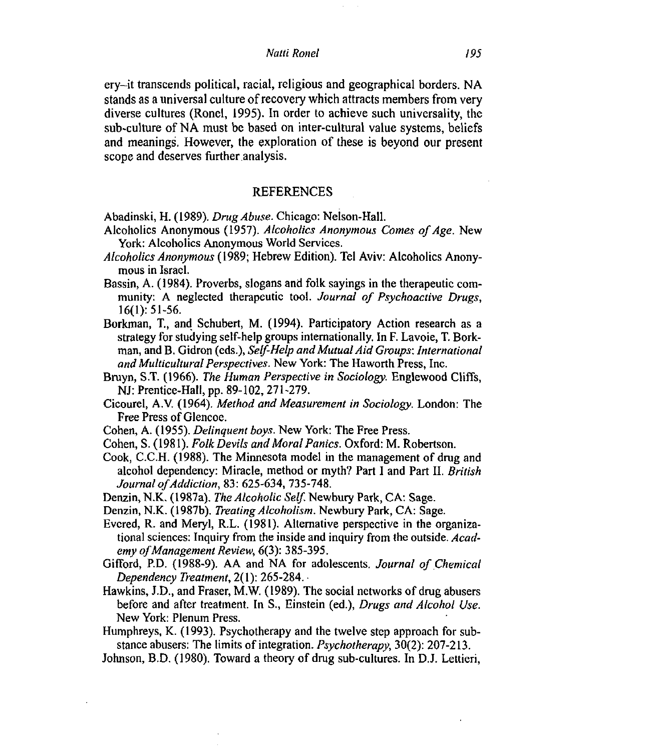ery–it transcends political, racial, religious and geographical borders. NA stands as a universal culture of recovery which attracts members from very diverse cultures (Ronel, 1995). In order to achieve such universality, the sub-culture of NA must be based on inter-cultural value systems, beliefs and meanings. However, the exploration of these is beyond our present scope and deserves further analysis.

## REFERENCES

Abadinski, H. (1989). *Drug Abuse*. Chicago: Nelson-Hall.

Alcoholics Anonymous (1957). *Alcoholics Anonymous Comes of Age*. New York: Alcoholics Anonymous World Services.

*Alcoholics Anonymous* (1989; Hebrew Edition). Tel Aviv: Alcoholics Anonymous in Israel.

Bassin, A. (1984). Proverbs, slogans and folk sayings in the therapeutic community: A neglected therapeutic tool. *Journal of Psychoactive Drugs*, 16(1): 51-56.

Borkman, T., and Schubert, M. (1994). Participatory Action research as a strategy for studying self-help groups internationally. In F. Lavoie, T. Borkman, and B. Gidron (eds.), *Self-Help and Mutual Aid Groups: International and Multicultural Perspectives*. New York: The Haworth Press, Inc.

Bruyn, S.T. (1966). *The Human Perspective in Sociology*. Englewood Cliffs, NJ: Prentice-Hall, pp. 89-102, 271-279.

Cicourel, A.V. (1964). *Method and Measurement in Sociology*. London: The Free Press of Glencoe.

Cohen, A. (1955). *Delinquent boys*. New York: The Free Press.

Cohen, S. (1981). *Folk Devils and Moral Panics*. Oxford: M. Robertson.

Cook, C.C.H. (1988). The Minnesota model in the management of drug and alcohol dependency: Miracle, method or myth? Part I and Part II. *British Journal of Addiction*, 83: 625-634, 735-748.

Denzin, N.K. (1987a). *The Alcoholic Self*. Newbury Park, CA: Sage.

Denzin, N.K. (1987b). *Treating Alcoholism*. Newbury Park, CA: Sage.

Evered, R. and Meryl, R.L. (1981). Alternative perspective in the organizational sciences: Inquiry from the inside and inquiry from the outside. *Academy of Management Review*, 6(3): 385-395.

Gifford, P.D. (1988-9). AA and NA for adolescents. *Journal of Chemical Dependency Treatment*, 2(1): 265-284.

Hawkins, J.D., and Fraser, M.W. (1989). The social networks of drug abusers before and after treatment. In S., Einstein (ed.), *Drugs and Alcohol Use*. New York: Plenum Press.

Humphreys, K. (1993). Psychotherapy and the twelve step approach for substance abusers: The limits of integration. *Psychotherapy*, 30(2): 207-213.

Johnson, B.D. (1980). Toward a theory of drug sub-cultures. In D.J. Lettieri,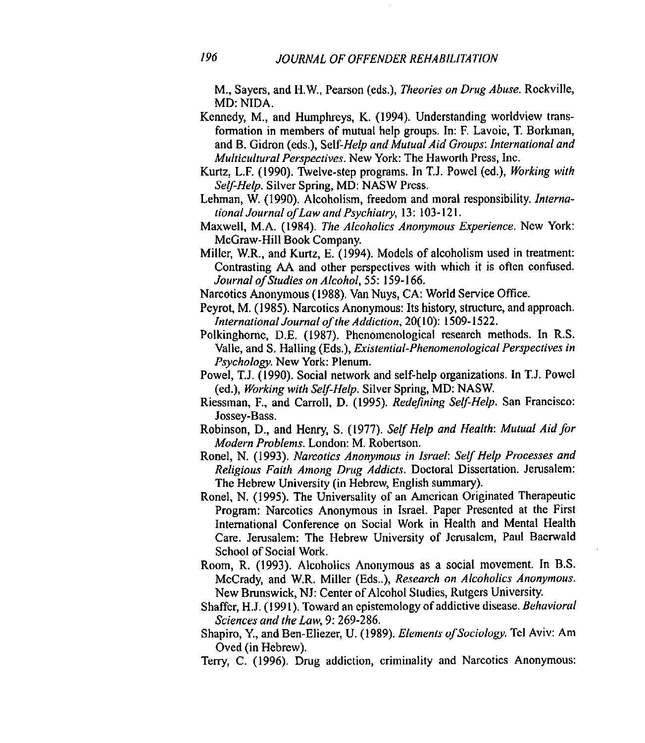M., Sayers, and H.W., Pearson (eds.), *Theories on Drug Abuse*. Rockville, MD: NIDA.

Kennedy, M., and Humphreys, K. (1994). Understanding worldview transformation in members of mutual help groups. In: F. Lavoie, T. Borkman, and B. Gidron (eds.), *Self-Help and Mutual Aid Groups: International and Multicultural Perspectives*. New York: The Haworth Press, Inc.

Kurtz, L.F. (1990). Twelve-step programs. In T.J. Powel (ed.), *Working with Self-Help*. Silver Spring, MD: NASW Press.

Lehman, W. (1990). Alcoholism, freedom and moral responsibility. *International Journal of Law and Psychiatry*, 13: 103-121.

Maxwell, M.A. (1984). *The Alcoholics Anonymous Experience*. New York: McGraw-Hill Book Company.

Miller, W.R., and Kurtz, E. (1994). Models of alcoholism used in treatment: Contrasting AA and other perspectives with which it is often confused. *Journal of Studies on Alcohol*, 55: 159-166.

Narcotics Anonymous (1988). Van Nuys, CA: World Service Office.

Peyrot, M. (1985). Narcotics Anonymous: Its history, structure, and approach. *International Journal of the Addiction*, 20(10): 1509-1522.

Polkinghorne, D.E. (1987). Phenomenological research methods. In R.S. Valle, and S. Halling (Eds.), *Existential-Phenomenological Perspectives in Psychology*. New York: Plenum.

Powel, T.J. (1990). Social network and self-help organizations. In T.J. Powel (ed.), *Working with Self-Help*. Silver Spring, MD: NASW.

Riessman, F., and Carroll, D. (1995). *Redefining Self-Help*. San Francisco: Jossey-Bass.

Robinson, D., and Henry, S. (1977). *Self Help and Health: Mutual Aid for Modern Problems*. London: M. Robertson.

Ronel, N. (1993). *Narcotics Anonymous in Israel: Self Help Processes and Religious Faith Among Drug Addicts*. Doctoral Dissertation. Jerusalem: The Hebrew University (in Hebrew, English summary).

Ronel, N. (1995). The Universality of an American Originated Therapeutic Program: Narcotics Anonymous in Israel. Paper Presented at the First International Conference on Social Work in Health and Mental Health Care. Jerusalem: The Hebrew University of Jerusalem, Paul Baerwald School of Social Work.

Room, R. (1993). Alcoholics Anonymous as a social movement. In B.S. McCrady, and W.R. Miller (Eds..), *Research on Alcoholics Anonymous*. New Brunswick, NJ: Center of Alcohol Studies, Rutgers University.

Shaffer, H.J. (1991). Toward an epistemology of addictive disease. *Behavioral Sciences and the Law*, 9: 269-286.

Shapiro, Y., and Ben-Eliezer, U. (1989). *Elements of Sociology*. Tel Aviv: Am Oved (in Hebrew).

Terry, C. (1996). Drug addiction, criminality and Narcotics Anonymous: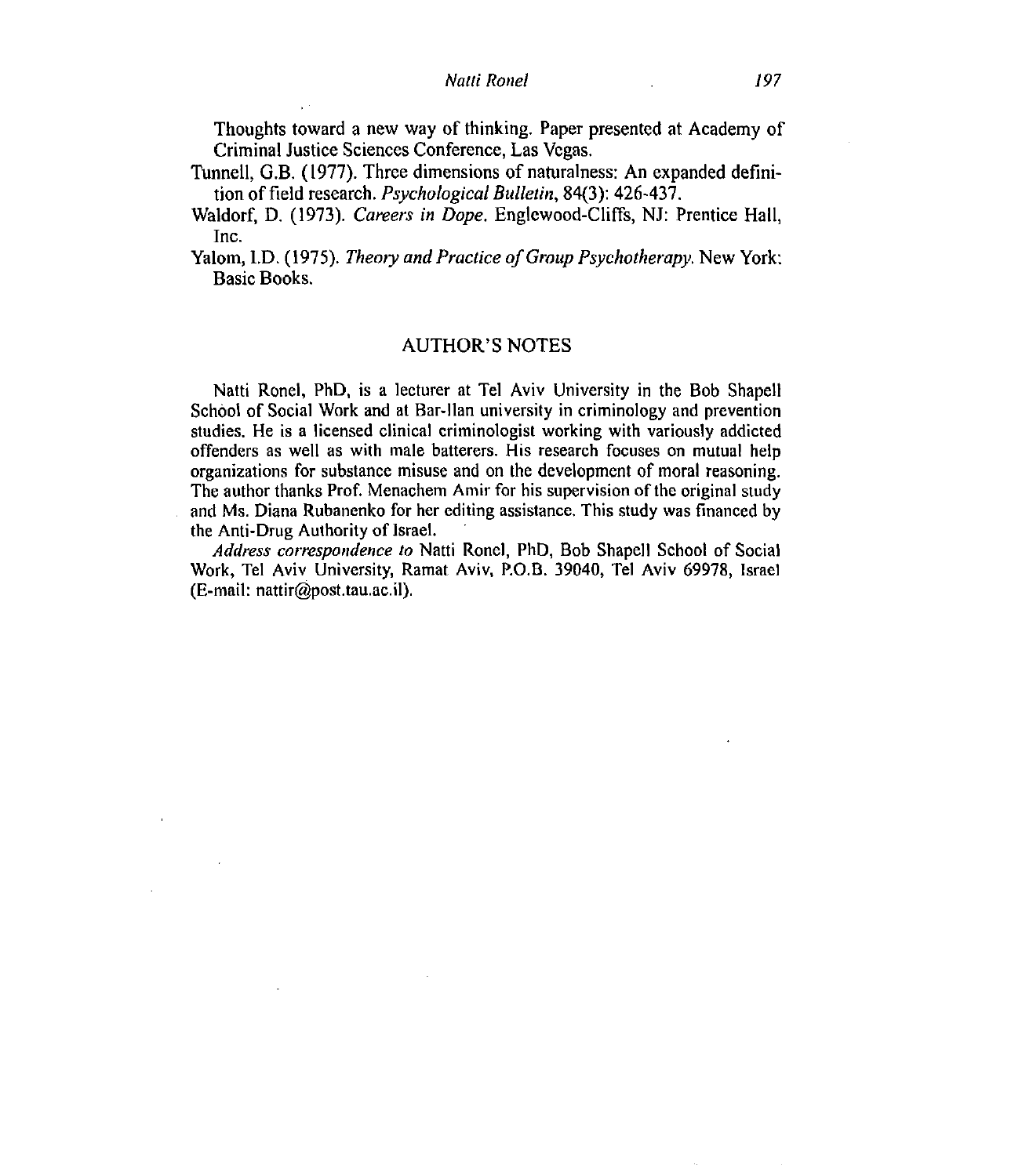Thoughts toward a new way of thinking. Paper presented at Academy of Criminal Justice Sciences Conference, Las Vegas.

Tunnell, G.B. (1977). Three dimensions of naturalness: An expanded definition of field research. *Psychological Bulletin*, 84(3): 426-437.

Waldorf, D. (1973). *Careers in Dope*. Englewood-Cliffs, NJ: Prentice Hall, Inc.

Yalom, I.D. (1975). *Theory and Practice of Group Psychotherapy*. New York: Basic Books.

## AUTHOR'S NOTES

Natti Ronel, PhD, is a lecturer at Tel Aviv University in the Bob Shapell School of Social Work and at Bar-Ilan university in criminology and prevention studies. He is a licensed clinical criminologist working with variously addicted offenders as well as with male batterers. His research focuses on mutual help organizations for substance misuse and on the development of moral reasoning. The author thanks Prof. Menachem Amir for his supervision of the original study and Ms. Diana Rubanenko for her editing assistance. This study was financed by the Anti-Drug Authority of Israel.

*Address correspondence to* Natti Ronel, PhD, Bob Shapell School of Social Work, Tel Aviv University, Ramat Aviv, P.O.B. 39040, Tel Aviv 69978, Israel (E-mail: nattir@post.tau.ac.il).